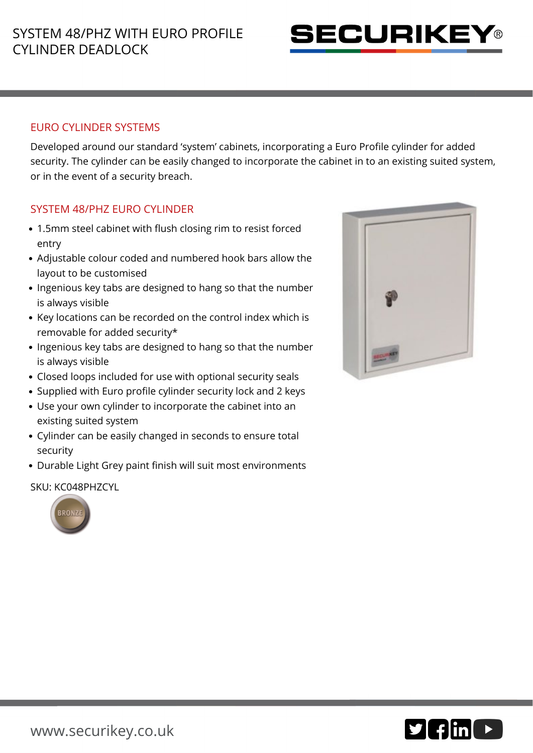# SYSTEM 48/PHZ WITH EURO PROFILE CYLINDER DEADLOCK

## EURO CYLINDER SYSTEMS

Developed around our standard 'system' cabinets, incorporating a Euro Profile cylinder for added security. The cylinder can be easily changed to incorporate the cabinet in to an existing suited system, or in the event of a security breach.

## SYSTEM 48/PHZ EURO CYLINDER

- 1.5mm steel cabinet with flush closing rim to resist forced entry
- Adjustable colour coded and numbered hook bars allow the layout to be customised
- Ingenious key tabs are designed to hang so that the number is always visible
- Key locations can be recorded on the control index which is removable for added security*
- Ingenious key tabs are designed to hang so that the number is always visible
- Closed loops included for use with optional security seals
- Supplied with Euro profile cylinder security lock and 2 keys
- Use your own cylinder to incorporate the cabinet into an existing suited system
- Cylinder can be easily changed in seconds to ensure total security
- Durable Light Grey paint finish will suit most environments

SKU: KC048PHZCYL

BRONZE

www.securikey.co.uk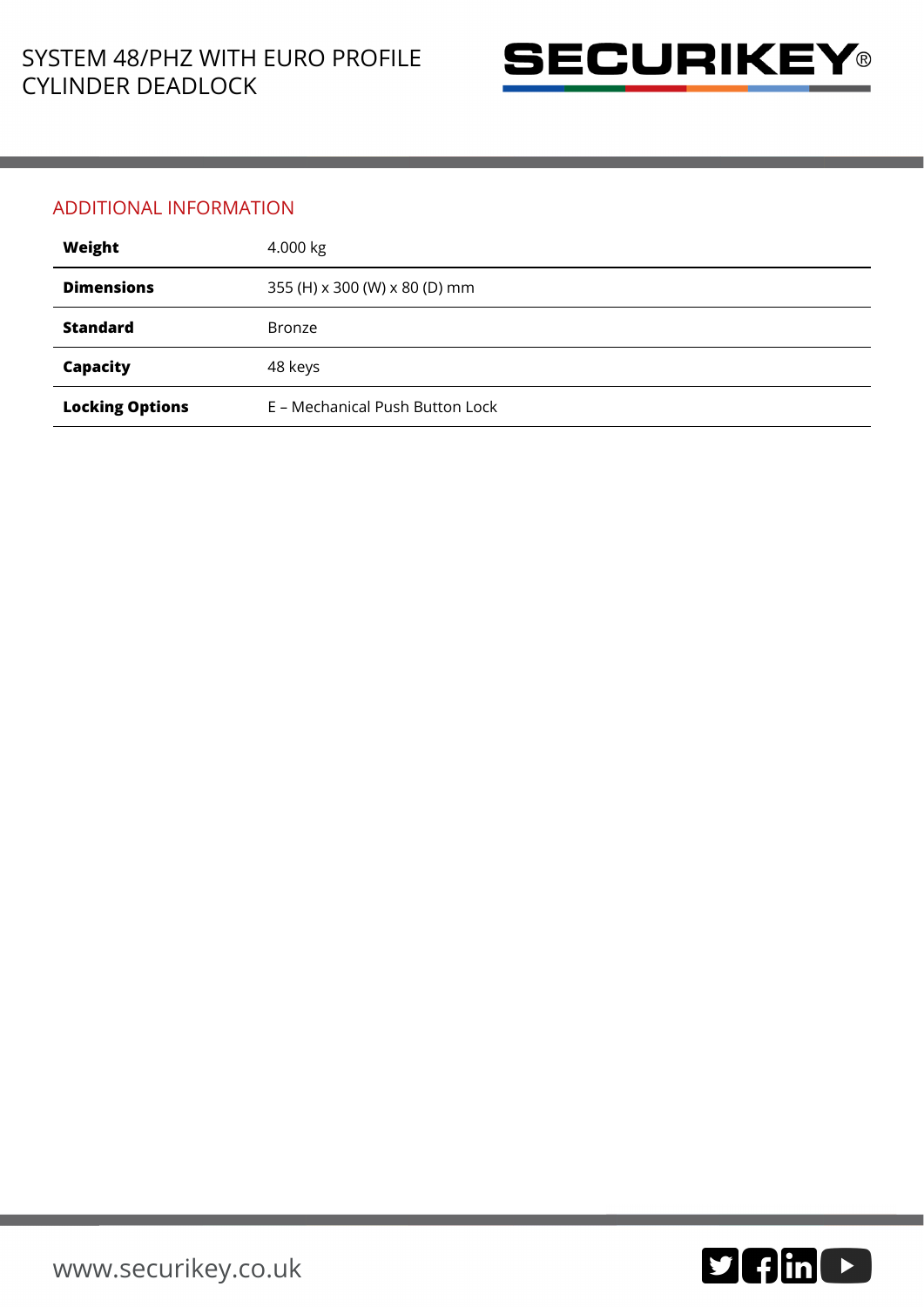## ADDITIONAL INFORMATION

| | |
|---|---|
| **Weight** | 4.000 kg |
| **Dimensions** | 355 (H) x 300 (W) x 80 (D) mm |
| **Standard** | Bronze |
| **Capacity** | 48 keys |
| **Locking Options** | E – Mechanical Push Button Lock |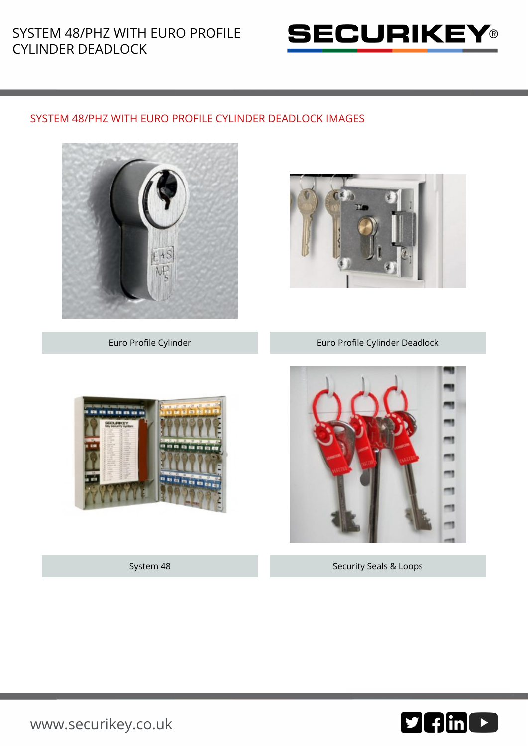## SYSTEM 48/PHZ WITH EURO PROFILE CYLINDER DEADLOCK IMAGES

Euro Profile Cylinder

Euro Profile Cylinder Deadlock

System 48

Security Seals & Loops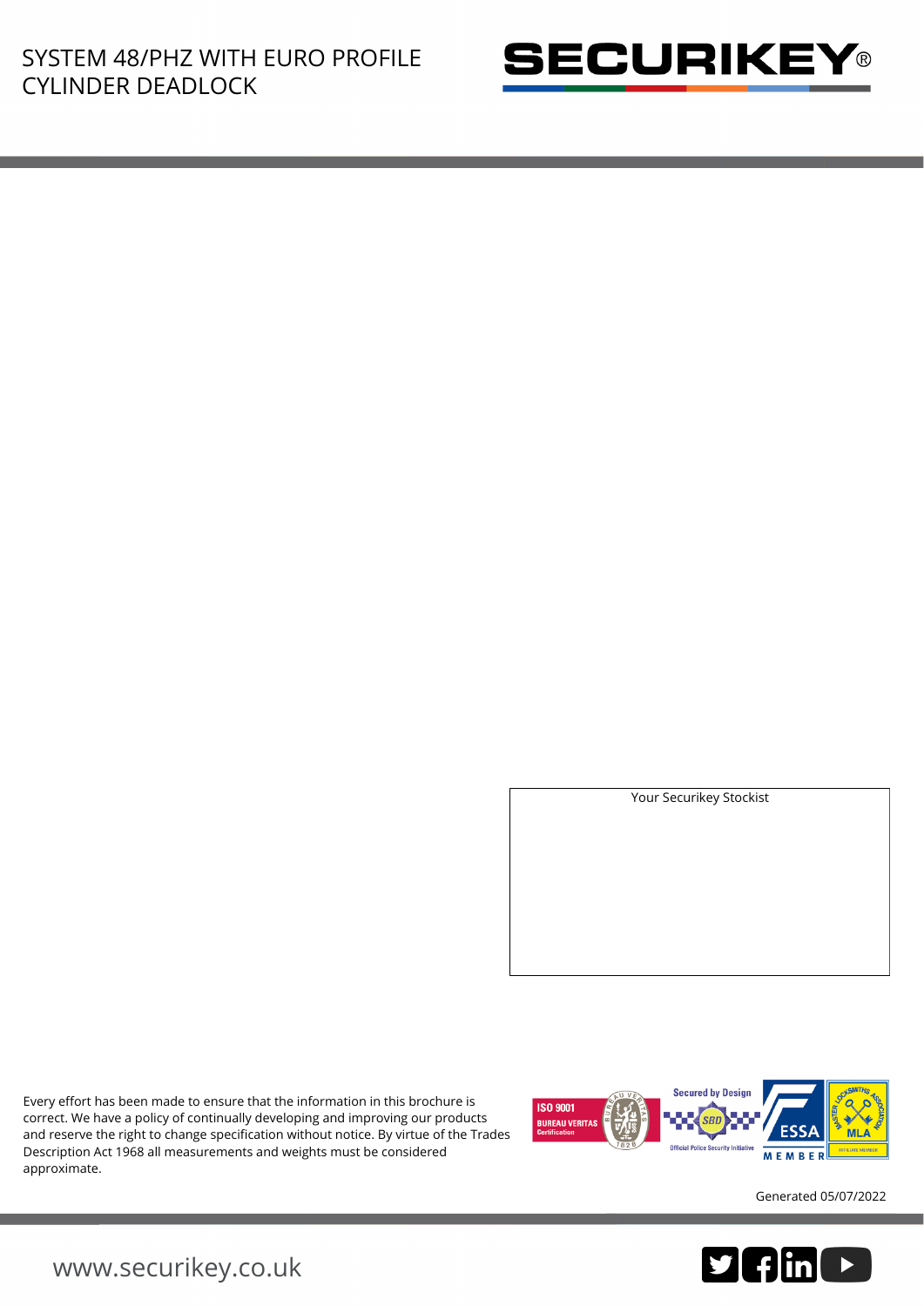# SYSTEM 48/PHZ WITH EURO PROFILE CYLINDER DEADLOCK

Your Securikey Stockist

Every effort has been made to ensure that the information in this brochure is correct. We have a policy of continually developing and improving our products and reserve the right to change specification without notice. By virtue of the Trades Description Act 1968 all measurements and weights must be considered approximate.

Generated 05/07/2022

www.securikey.co.uk